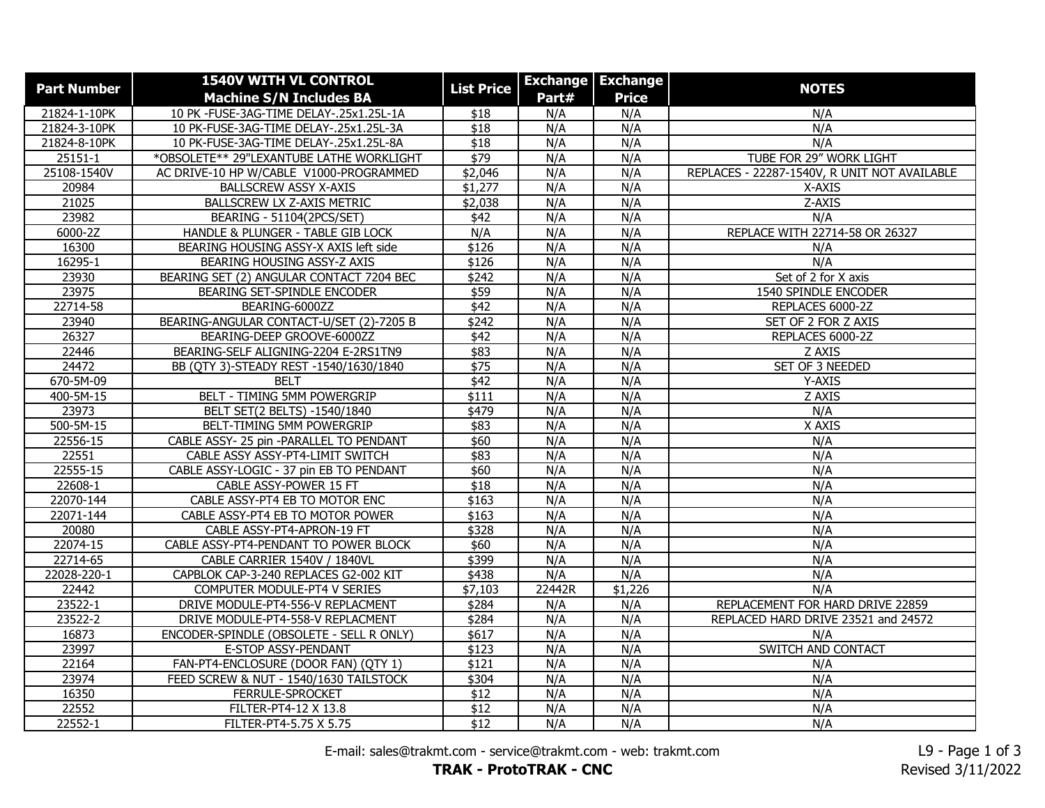| Part Number | 1540V WITH VL CONTROL Machine S/N Includes BA | List Price | Exchange Part# | Exchange Price | NOTES |
|---|---|---|---|---|---|
| 21824-1-10PK | 10 PK -FUSE-3AG-TIME DELAY-.25x1.25L-1A | $18 | N/A | N/A | N/A |
| 21824-3-10PK | 10 PK-FUSE-3AG-TIME DELAY-.25x1.25L-3A | $18 | N/A | N/A | N/A |
| 21824-8-10PK | 10 PK-FUSE-3AG-TIME DELAY-.25x1.25L-8A | $18 | N/A | N/A | N/A |
| 25151-1 | *OBSOLETE** 29"LEXANTUBE LATHE WORKLIGHT | $79 | N/A | N/A | TUBE FOR 29" WORK LIGHT |
| 25108-1540V | AC DRIVE-10 HP W/CABLE V1000-PROGRAMMED | $2,046 | N/A | N/A | REPLACES - 22287-1540V, R UNIT NOT AVAILABLE |
| 20984 | BALLSCREW ASSY X-AXIS | $1,277 | N/A | N/A | X-AXIS |
| 21025 | BALLSCREW LX Z-AXIS METRIC | $2,038 | N/A | N/A | Z-AXIS |
| 23982 | BEARING - 51104(2PCS/SET) | $42 | N/A | N/A | N/A |
| 6000-2Z | HANDLE & PLUNGER - TABLE GIB LOCK | N/A | N/A | N/A | REPLACE WITH 22714-58 OR 26327 |
| 16300 | BEARING HOUSING ASSY-X AXIS left side | $126 | N/A | N/A | N/A |
| 16295-1 | BEARING HOUSING ASSY-Z AXIS | $126 | N/A | N/A | N/A |
| 23930 | BEARING SET (2) ANGULAR CONTACT 7204 BEC | $242 | N/A | N/A | Set of 2 for X axis |
| 23975 | BEARING SET-SPINDLE ENCODER | $59 | N/A | N/A | 1540 SPINDLE ENCODER |
| 22714-58 | BEARING-6000ZZ | $42 | N/A | N/A | REPLACES 6000-2Z |
| 23940 | BEARING-ANGULAR CONTACT-U/SET (2)-7205 B | $242 | N/A | N/A | SET OF 2 FOR Z AXIS |
| 26327 | BEARING-DEEP GROOVE-6000ZZ | $42 | N/A | N/A | REPLACES 6000-2Z |
| 22446 | BEARING-SELF ALIGNING-2204 E-2RS1TN9 | $83 | N/A | N/A | Z AXIS |
| 24472 | BB (QTY 3)-STEADY REST -1540/1630/1840 | $75 | N/A | N/A | SET OF 3 NEEDED |
| 670-5M-09 | BELT | $42 | N/A | N/A | Y-AXIS |
| 400-5M-15 | BELT - TIMING 5MM POWERGRIP | $111 | N/A | N/A | Z AXIS |
| 23973 | BELT SET(2 BELTS) -1540/1840 | $479 | N/A | N/A | N/A |
| 500-5M-15 | BELT-TIMING 5MM POWERGRIP | $83 | N/A | N/A | X AXIS |
| 22556-15 | CABLE ASSY- 25 pin -PARALLEL TO PENDANT | $60 | N/A | N/A | N/A |
| 22551 | CABLE ASSY ASSY-PT4-LIMIT SWITCH | $83 | N/A | N/A | N/A |
| 22555-15 | CABLE ASSY-LOGIC - 37 pin EB TO PENDANT | $60 | N/A | N/A | N/A |
| 22608-1 | CABLE ASSY-POWER 15 FT | $18 | N/A | N/A | N/A |
| 22070-144 | CABLE ASSY-PT4 EB TO MOTOR ENC | $163 | N/A | N/A | N/A |
| 22071-144 | CABLE ASSY-PT4 EB TO MOTOR POWER | $163 | N/A | N/A | N/A |
| 20080 | CABLE ASSY-PT4-APRON-19 FT | $328 | N/A | N/A | N/A |
| 22074-15 | CABLE ASSY-PT4-PENDANT TO POWER BLOCK | $60 | N/A | N/A | N/A |
| 22714-65 | CABLE CARRIER 1540V / 1840VL | $399 | N/A | N/A | N/A |
| 22028-220-1 | CAPBLOK CAP-3-240 REPLACES G2-002 KIT | $438 | N/A | N/A | N/A |
| 22442 | COMPUTER MODULE-PT4 V SERIES | $7,103 | 22442R | $1,226 | N/A |
| 23522-1 | DRIVE MODULE-PT4-556-V REPLACMENT | $284 | N/A | N/A | REPLACEMENT FOR HARD DRIVE 22859 |
| 23522-2 | DRIVE MODULE-PT4-558-V REPLACMENT | $284 | N/A | N/A | REPLACED HARD DRIVE 23521 and 24572 |
| 16873 | ENCODER-SPINDLE (OBSOLETE - SELL R ONLY) | $617 | N/A | N/A | N/A |
| 23997 | E-STOP ASSY-PENDANT | $123 | N/A | N/A | SWITCH AND CONTACT |
| 22164 | FAN-PT4-ENCLOSURE (DOOR FAN) (QTY 1) | $121 | N/A | N/A | N/A |
| 23974 | FEED SCREW & NUT - 1540/1630 TAILSTOCK | $304 | N/A | N/A | N/A |
| 16350 | FERRULE-SPROCKET | $12 | N/A | N/A | N/A |
| 22552 | FILTER-PT4-12 X 13.8 | $12 | N/A | N/A | N/A |
| 22552-1 | FILTER-PT4-5.75 X 5.75 | $12 | N/A | N/A | N/A |

E-mail: sales@trakmt.com - service@trakmt.com - web: trakmt.com

**TRAK - ProtoTRAK - CNC**

Revised 3/11/2022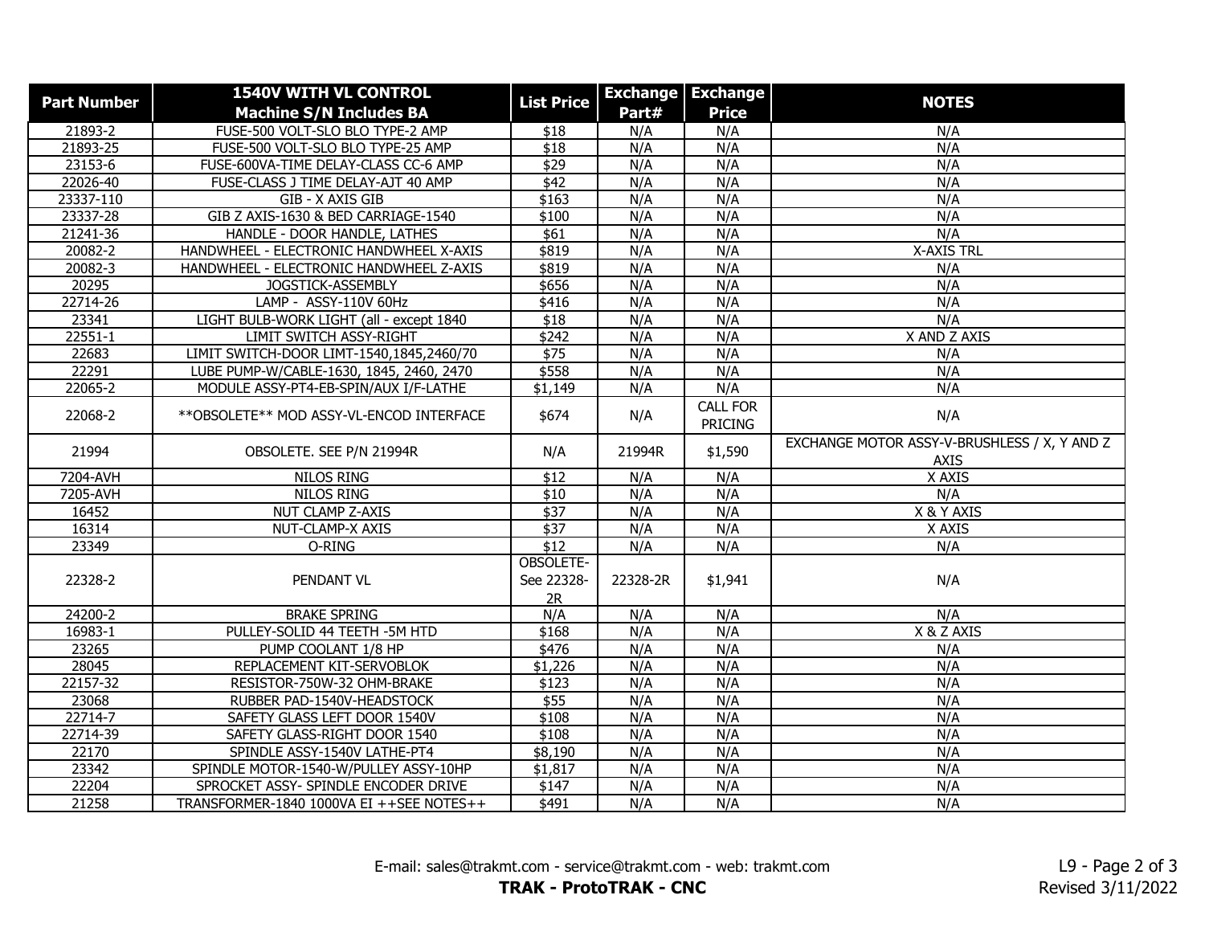| Part Number | 1540V WITH VL CONTROL Machine S/N Includes BA | List Price | Exchange Part# | Exchange Price | NOTES |
|---|---|---|---|---|---|
| 21893-2 | FUSE-500 VOLT-SLO BLO TYPE-2 AMP | $18 | N/A | N/A | N/A |
| 21893-25 | FUSE-500 VOLT-SLO BLO TYPE-25 AMP | $18 | N/A | N/A | N/A |
| 23153-6 | FUSE-600VA-TIME DELAY-CLASS CC-6 AMP | $29 | N/A | N/A | N/A |
| 22026-40 | FUSE-CLASS J TIME DELAY-AJT 40 AMP | $42 | N/A | N/A | N/A |
| 23337-110 | GIB - X AXIS GIB | $163 | N/A | N/A | N/A |
| 23337-28 | GIB Z AXIS-1630 & BED CARRIAGE-1540 | $100 | N/A | N/A | N/A |
| 21241-36 | HANDLE - DOOR HANDLE, LATHES | $61 | N/A | N/A | N/A |
| 20082-2 | HANDWHEEL - ELECTRONIC HANDWHEEL X-AXIS | $819 | N/A | N/A | X-AXIS TRL |
| 20082-3 | HANDWHEEL - ELECTRONIC HANDWHEEL Z-AXIS | $819 | N/A | N/A | N/A |
| 20295 | JOGSTICK-ASSEMBLY | $656 | N/A | N/A | N/A |
| 22714-26 | LAMP - ASSY-110V 60Hz | $416 | N/A | N/A | N/A |
| 23341 | LIGHT BULB-WORK LIGHT (all - except 1840 | $18 | N/A | N/A | N/A |
| 22551-1 | LIMIT SWITCH ASSY-RIGHT | $242 | N/A | N/A | X AND Z AXIS |
| 22683 | LIMIT SWITCH-DOOR LIMT-1540,1845,2460/70 | $75 | N/A | N/A | N/A |
| 22291 | LUBE PUMP-W/CABLE-1630, 1845, 2460, 2470 | $558 | N/A | N/A | N/A |
| 22065-2 | MODULE ASSY-PT4-EB-SPIN/AUX I/F-LATHE | $1,149 | N/A | N/A | N/A |
| 22068-2 | **OBSOLETE** MOD ASSY-VL-ENCOD INTERFACE | $674 | N/A | CALL FOR PRICING | N/A |
| 21994 | OBSOLETE. SEE P/N 21994R | N/A | 21994R | $1,590 | EXCHANGE MOTOR ASSY-V-BRUSHLESS / X, Y AND Z AXIS |
| 7204-AVH | NILOS RING | $12 | N/A | N/A | X AXIS |
| 7205-AVH | NILOS RING | $10 | N/A | N/A | N/A |
| 16452 | NUT CLAMP Z-AXIS | $37 | N/A | N/A | X & Y AXIS |
| 16314 | NUT-CLAMP-X AXIS | $37 | N/A | N/A | X AXIS |
| 23349 | O-RING | $12 | N/A | N/A | N/A |
| 22328-2 | PENDANT VL | OBSOLETE- See 22328-2R | 22328-2R | $1,941 | N/A |
| 24200-2 | BRAKE SPRING | N/A | N/A | N/A | N/A |
| 16983-1 | PULLEY-SOLID 44 TEETH -5M HTD | $168 | N/A | N/A | X & Z AXIS |
| 23265 | PUMP COOLANT 1/8 HP | $476 | N/A | N/A | N/A |
| 28045 | REPLACEMENT KIT-SERVOBLOK | $1,226 | N/A | N/A | N/A |
| 22157-32 | RESISTOR-750W-32 OHM-BRAKE | $123 | N/A | N/A | N/A |
| 23068 | RUBBER PAD-1540V-HEADSTOCK | $55 | N/A | N/A | N/A |
| 22714-7 | SAFETY GLASS LEFT DOOR 1540V | $108 | N/A | N/A | N/A |
| 22714-39 | SAFETY GLASS-RIGHT DOOR 1540 | $108 | N/A | N/A | N/A |
| 22170 | SPINDLE ASSY-1540V LATHE-PT4 | $8,190 | N/A | N/A | N/A |
| 23342 | SPINDLE MOTOR-1540-W/PULLEY ASSY-10HP | $1,817 | N/A | N/A | N/A |
| 22204 | SPROCKET ASSY- SPINDLE ENCODER DRIVE | $147 | N/A | N/A | N/A |
| 21258 | TRANSFORMER-1840 1000VA EI ++SEE NOTES++ | $491 | N/A | N/A | N/A |

E-mail: sales@trakmt.com - service@trakmt.com - web: trakmt.com

**TRAK - ProtoTRAK - CNC**

L9 - Revised 3/11/2022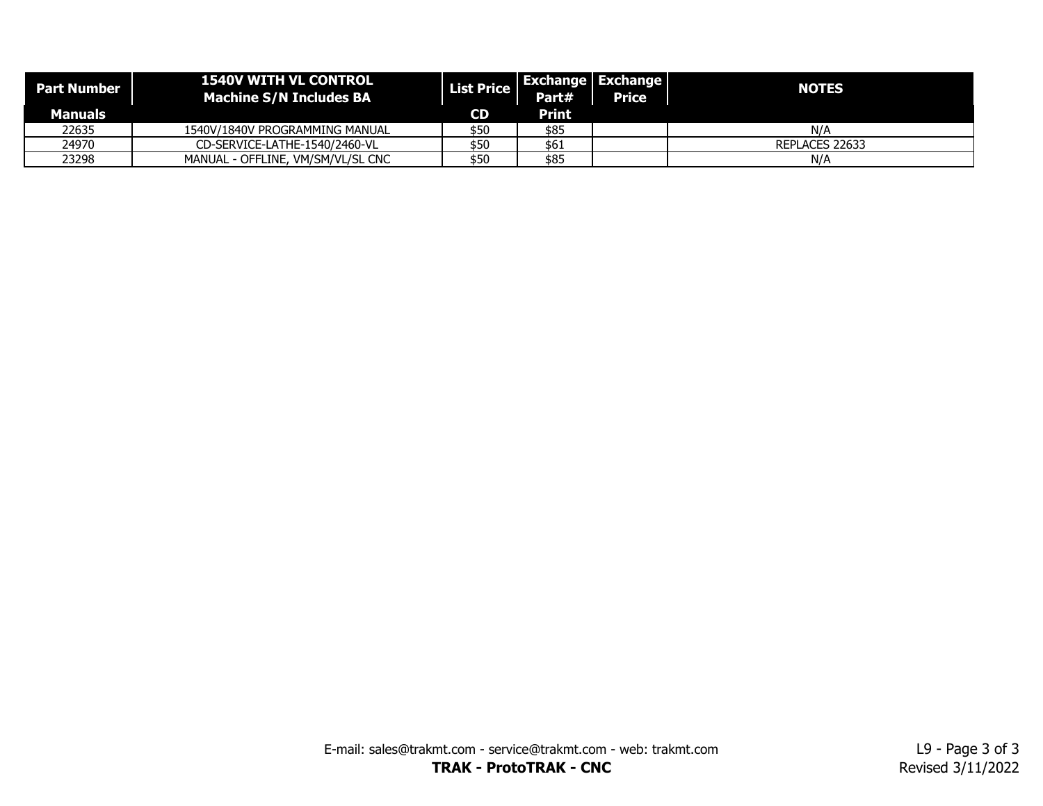| Part Number | 1540V WITH VL CONTROL Machine S/N Includes BA | List Price | Exchange Part# | Exchange Price | NOTES |
|---|---|---|---|---|---|
| **Manuals** | | **CD** | **Print** | | |
| 22635 | 1540V/1840V PROGRAMMING MANUAL | $50 | $85 | | N/A |
| 24970 | CD-SERVICE-LATHE-1540/2460-VL | $50 | $61 | | REPLACES 22633 |
| 23298 | MANUAL - OFFLINE, VM/SM/VL/SL CNC | $50 | $85 | | N/A |

E-mail: sales@trakmt.com - service@trakmt.com - web: trakmt.com

**TRAK - ProtoTRAK - CNC**

Revised 3/11/2022